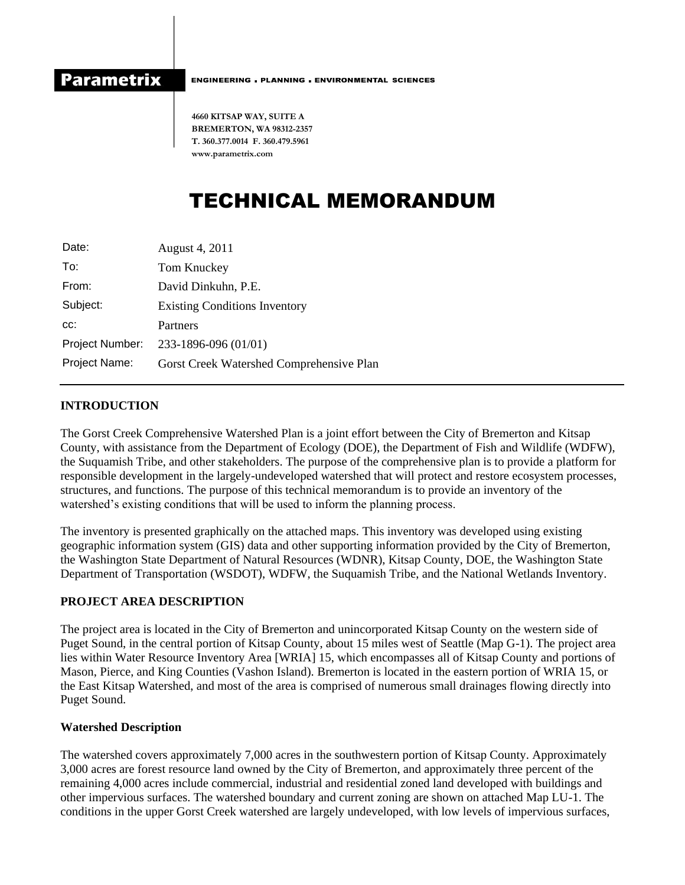**Parametrix** ENGINEERING . PLANNING . ENVIRONMENTAL SCIENCES

4660 KITSAP WAY, SUITE A
BREMERTON, WA 98312-2357
T. 360.377.0014 F. 360.479.5961
www.parametrix.com

# TECHNICAL MEMORANDUM

| | |
|---|---|
| Date: | August 4, 2011 |
| To: | Tom Knuckey |
| From: | David Dinkuhn, P.E. |
| Subject: | Existing Conditions Inventory |
| cc: | Partners |
| Project Number: | 233-1896-096 (01/01) |
| Project Name: | Gorst Creek Watershed Comprehensive Plan |

## INTRODUCTION

The Gorst Creek Comprehensive Watershed Plan is a joint effort between the City of Bremerton and Kitsap County, with assistance from the Department of Ecology (DOE), the Department of Fish and Wildlife (WDFW), the Suquamish Tribe, and other stakeholders. The purpose of the comprehensive plan is to provide a platform for responsible development in the largely-undeveloped watershed that will protect and restore ecosystem processes, structures, and functions. The purpose of this technical memorandum is to provide an inventory of the watershed's existing conditions that will be used to inform the planning process.

The inventory is presented graphically on the attached maps. This inventory was developed using existing geographic information system (GIS) data and other supporting information provided by the City of Bremerton, the Washington State Department of Natural Resources (WDNR), Kitsap County, DOE, the Washington State Department of Transportation (WSDOT), WDFW, the Suquamish Tribe, and the National Wetlands Inventory.

## PROJECT AREA DESCRIPTION

The project area is located in the City of Bremerton and unincorporated Kitsap County on the western side of Puget Sound, in the central portion of Kitsap County, about 15 miles west of Seattle (Map G-1). The project area lies within Water Resource Inventory Area [WRIA] 15, which encompasses all of Kitsap County and portions of Mason, Pierce, and King Counties (Vashon Island). Bremerton is located in the eastern portion of WRIA 15, or the East Kitsap Watershed, and most of the area is comprised of numerous small drainages flowing directly into Puget Sound.

### Watershed Description

The watershed covers approximately 7,000 acres in the southwestern portion of Kitsap County. Approximately 3,000 acres are forest resource land owned by the City of Bremerton, and approximately three percent of the remaining 4,000 acres include commercial, industrial and residential zoned land developed with buildings and other impervious surfaces. The watershed boundary and current zoning are shown on attached Map LU-1. The conditions in the upper Gorst Creek watershed are largely undeveloped, with low levels of impervious surfaces,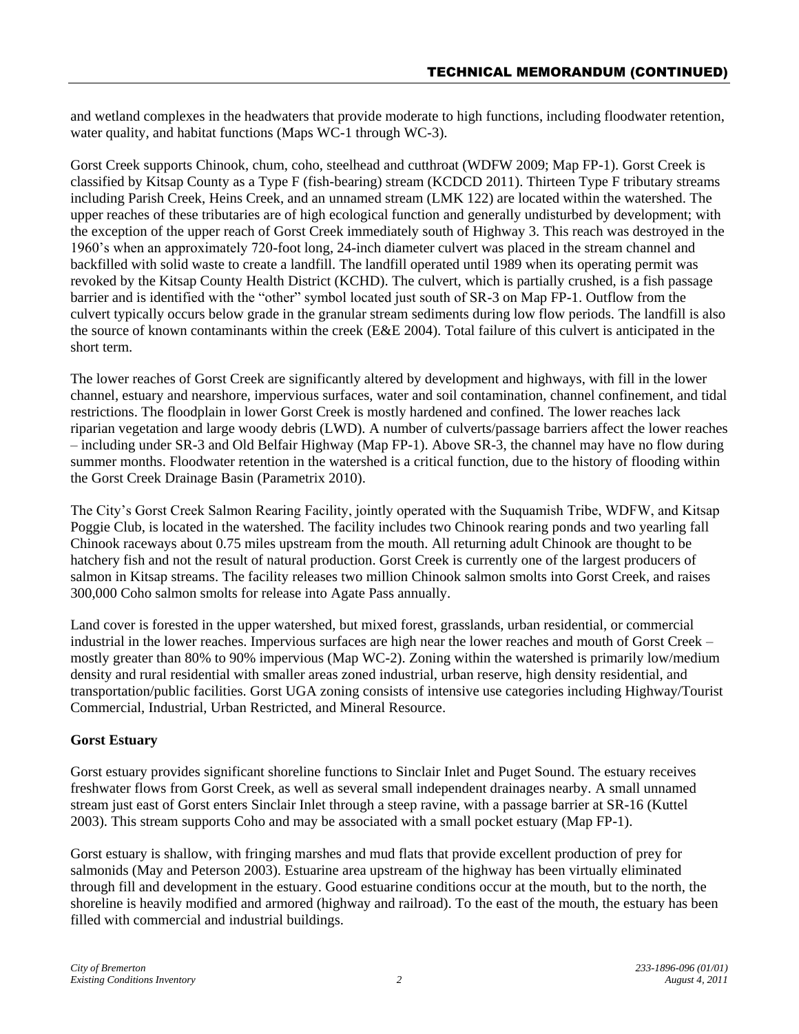and wetland complexes in the headwaters that provide moderate to high functions, including floodwater retention, water quality, and habitat functions (Maps WC-1 through WC-3).

Gorst Creek supports Chinook, chum, coho, steelhead and cutthroat (WDFW 2009; Map FP-1). Gorst Creek is classified by Kitsap County as a Type F (fish-bearing) stream (KCDCD 2011). Thirteen Type F tributary streams including Parish Creek, Heins Creek, and an unnamed stream (LMK 122) are located within the watershed. The upper reaches of these tributaries are of high ecological function and generally undisturbed by development; with the exception of the upper reach of Gorst Creek immediately south of Highway 3. This reach was destroyed in the 1960's when an approximately 720-foot long, 24-inch diameter culvert was placed in the stream channel and backfilled with solid waste to create a landfill. The landfill operated until 1989 when its operating permit was revoked by the Kitsap County Health District (KCHD). The culvert, which is partially crushed, is a fish passage barrier and is identified with the "other" symbol located just south of SR-3 on Map FP-1. Outflow from the culvert typically occurs below grade in the granular stream sediments during low flow periods. The landfill is also the source of known contaminants within the creek (E&E 2004). Total failure of this culvert is anticipated in the short term.

The lower reaches of Gorst Creek are significantly altered by development and highways, with fill in the lower channel, estuary and nearshore, impervious surfaces, water and soil contamination, channel confinement, and tidal restrictions. The floodplain in lower Gorst Creek is mostly hardened and confined. The lower reaches lack riparian vegetation and large woody debris (LWD). A number of culverts/passage barriers affect the lower reaches – including under SR-3 and Old Belfair Highway (Map FP-1). Above SR-3, the channel may have no flow during summer months. Floodwater retention in the watershed is a critical function, due to the history of flooding within the Gorst Creek Drainage Basin (Parametrix 2010).

The City's Gorst Creek Salmon Rearing Facility, jointly operated with the Suquamish Tribe, WDFW, and Kitsap Poggie Club, is located in the watershed. The facility includes two Chinook rearing ponds and two yearling fall Chinook raceways about 0.75 miles upstream from the mouth. All returning adult Chinook are thought to be hatchery fish and not the result of natural production. Gorst Creek is currently one of the largest producers of salmon in Kitsap streams. The facility releases two million Chinook salmon smolts into Gorst Creek, and raises 300,000 Coho salmon smolts for release into Agate Pass annually.

Land cover is forested in the upper watershed, but mixed forest, grasslands, urban residential, or commercial industrial in the lower reaches. Impervious surfaces are high near the lower reaches and mouth of Gorst Creek – mostly greater than 80% to 90% impervious (Map WC-2). Zoning within the watershed is primarily low/medium density and rural residential with smaller areas zoned industrial, urban reserve, high density residential, and transportation/public facilities. Gorst UGA zoning consists of intensive use categories including Highway/Tourist Commercial, Industrial, Urban Restricted, and Mineral Resource.

**Gorst Estuary**

Gorst estuary provides significant shoreline functions to Sinclair Inlet and Puget Sound. The estuary receives freshwater flows from Gorst Creek, as well as several small independent drainages nearby. A small unnamed stream just east of Gorst enters Sinclair Inlet through a steep ravine, with a passage barrier at SR-16 (Kuttel 2003). This stream supports Coho and may be associated with a small pocket estuary (Map FP-1).

Gorst estuary is shallow, with fringing marshes and mud flats that provide excellent production of prey for salmonids (May and Peterson 2003). Estuarine area upstream of the highway has been virtually eliminated through fill and development in the estuary. Good estuarine conditions occur at the mouth, but to the north, the shoreline is heavily modified and armored (highway and railroad). To the east of the mouth, the estuary has been filled with commercial and industrial buildings.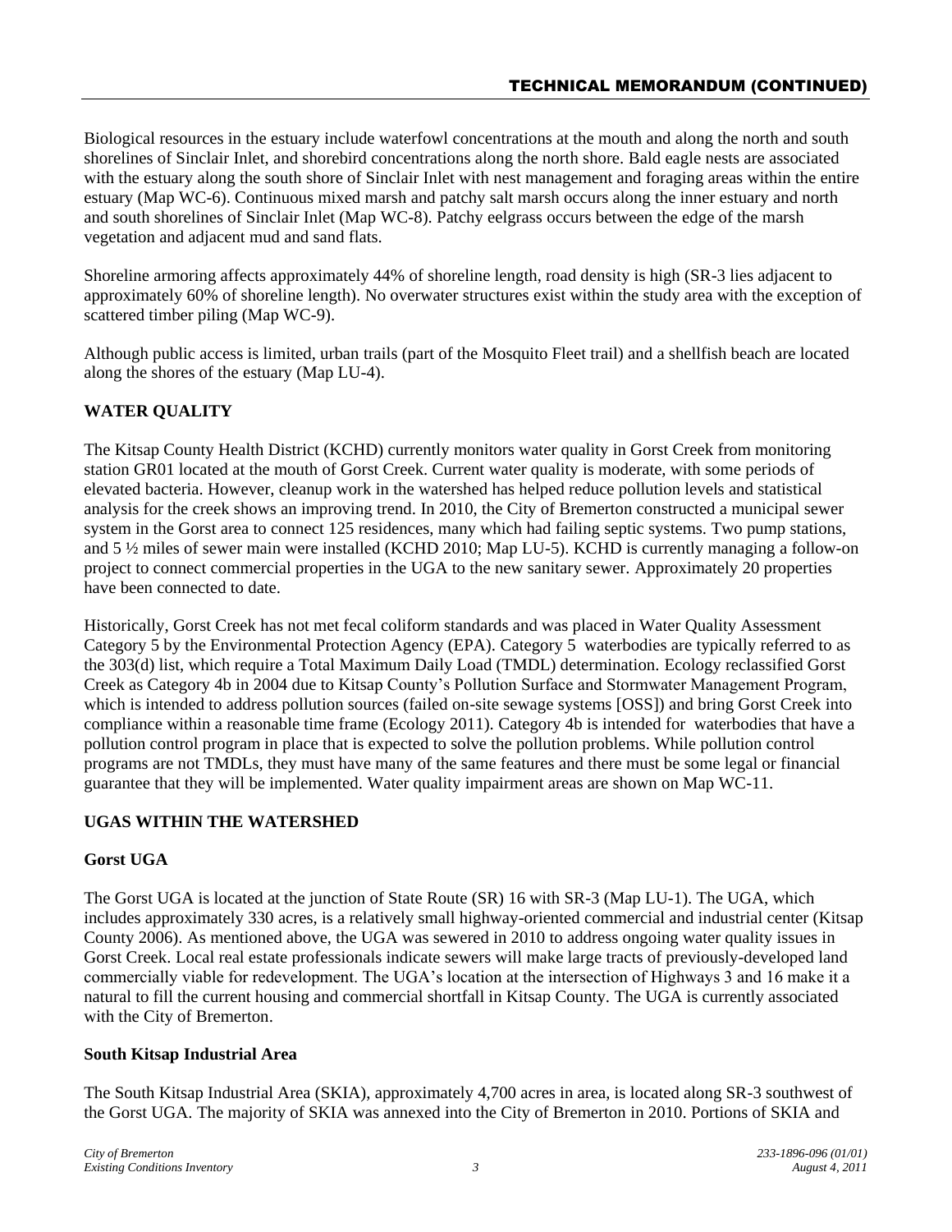Biological resources in the estuary include waterfowl concentrations at the mouth and along the north and south shorelines of Sinclair Inlet, and shorebird concentrations along the north shore. Bald eagle nests are associated with the estuary along the south shore of Sinclair Inlet with nest management and foraging areas within the entire estuary (Map WC-6). Continuous mixed marsh and patchy salt marsh occurs along the inner estuary and north and south shorelines of Sinclair Inlet (Map WC-8). Patchy eelgrass occurs between the edge of the marsh vegetation and adjacent mud and sand flats.

Shoreline armoring affects approximately 44% of shoreline length, road density is high (SR-3 lies adjacent to approximately 60% of shoreline length). No overwater structures exist within the study area with the exception of scattered timber piling (Map WC-9).

Although public access is limited, urban trails (part of the Mosquito Fleet trail) and a shellfish beach are located along the shores of the estuary (Map LU-4).

## WATER QUALITY

The Kitsap County Health District (KCHD) currently monitors water quality in Gorst Creek from monitoring station GR01 located at the mouth of Gorst Creek. Current water quality is moderate, with some periods of elevated bacteria. However, cleanup work in the watershed has helped reduce pollution levels and statistical analysis for the creek shows an improving trend. In 2010, the City of Bremerton constructed a municipal sewer system in the Gorst area to connect 125 residences, many which had failing septic systems. Two pump stations, and 5 ½ miles of sewer main were installed (KCHD 2010; Map LU-5). KCHD is currently managing a follow-on project to connect commercial properties in the UGA to the new sanitary sewer. Approximately 20 properties have been connected to date.

Historically, Gorst Creek has not met fecal coliform standards and was placed in Water Quality Assessment Category 5 by the Environmental Protection Agency (EPA). Category 5 waterbodies are typically referred to as the 303(d) list, which require a Total Maximum Daily Load (TMDL) determination. Ecology reclassified Gorst Creek as Category 4b in 2004 due to Kitsap County's Pollution Surface and Stormwater Management Program, which is intended to address pollution sources (failed on-site sewage systems [OSS]) and bring Gorst Creek into compliance within a reasonable time frame (Ecology 2011). Category 4b is intended for waterbodies that have a pollution control program in place that is expected to solve the pollution problems. While pollution control programs are not TMDLs, they must have many of the same features and there must be some legal or financial guarantee that they will be implemented. Water quality impairment areas are shown on Map WC-11.

## UGAS WITHIN THE WATERSHED

### Gorst UGA

The Gorst UGA is located at the junction of State Route (SR) 16 with SR-3 (Map LU-1). The UGA, which includes approximately 330 acres, is a relatively small highway-oriented commercial and industrial center (Kitsap County 2006). As mentioned above, the UGA was sewered in 2010 to address ongoing water quality issues in Gorst Creek. Local real estate professionals indicate sewers will make large tracts of previously-developed land commercially viable for redevelopment. The UGA's location at the intersection of Highways 3 and 16 make it a natural to fill the current housing and commercial shortfall in Kitsap County. The UGA is currently associated with the City of Bremerton.

### South Kitsap Industrial Area

The South Kitsap Industrial Area (SKIA), approximately 4,700 acres in area, is located along SR-3 southwest of the Gorst UGA. The majority of SKIA was annexed into the City of Bremerton in 2010. Portions of SKIA and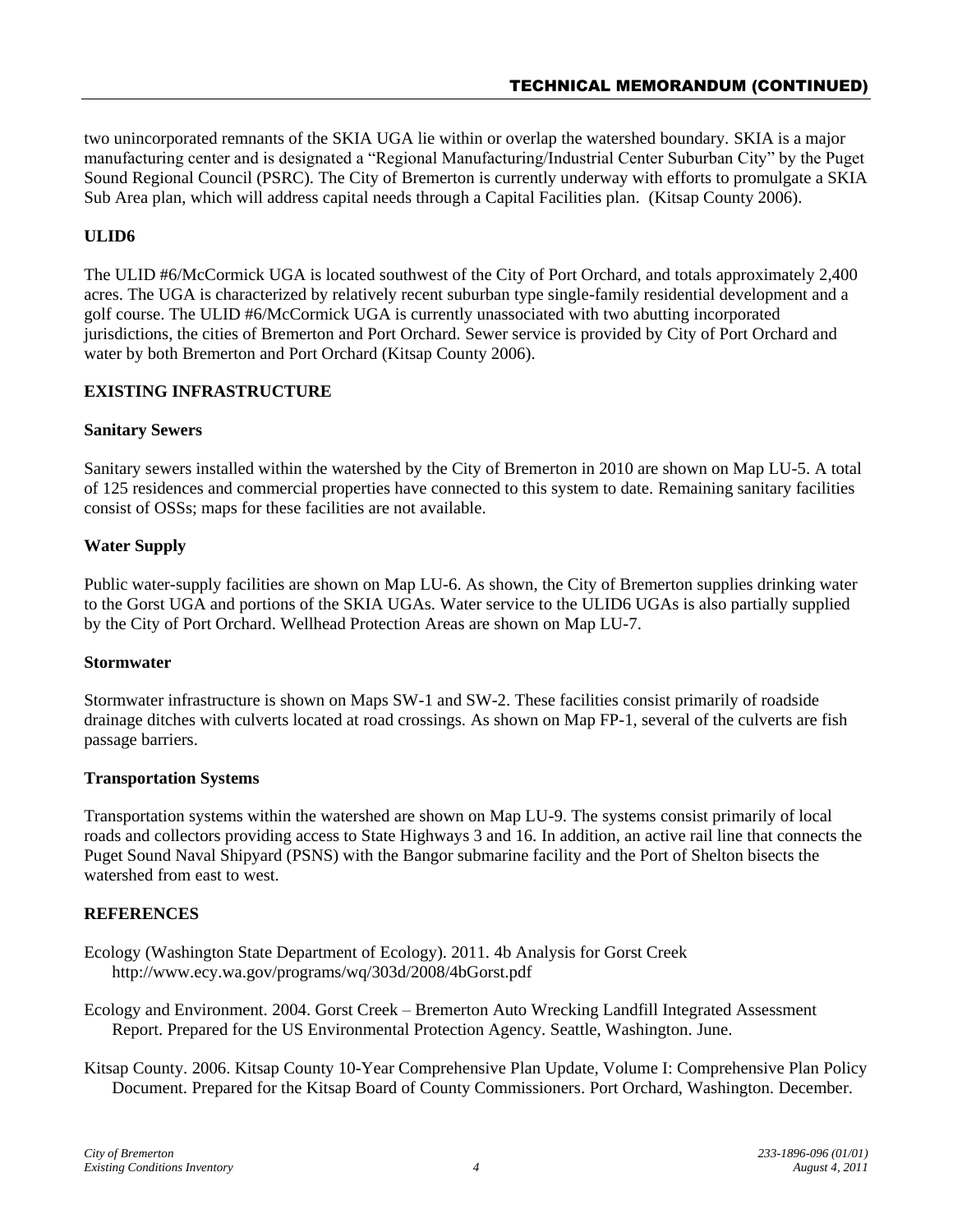two unincorporated remnants of the SKIA UGA lie within or overlap the watershed boundary. SKIA is a major manufacturing center and is designated a "Regional Manufacturing/Industrial Center Suburban City" by the Puget Sound Regional Council (PSRC). The City of Bremerton is currently underway with efforts to promulgate a SKIA Sub Area plan, which will address capital needs through a Capital Facilities plan. (Kitsap County 2006).

### ULID6

The ULID #6/McCormick UGA is located southwest of the City of Port Orchard, and totals approximately 2,400 acres. The UGA is characterized by relatively recent suburban type single-family residential development and a golf course. The ULID #6/McCormick UGA is currently unassociated with two abutting incorporated jurisdictions, the cities of Bremerton and Port Orchard. Sewer service is provided by City of Port Orchard and water by both Bremerton and Port Orchard (Kitsap County 2006).

## EXISTING INFRASTRUCTURE

### Sanitary Sewers

Sanitary sewers installed within the watershed by the City of Bremerton in 2010 are shown on Map LU-5. A total of 125 residences and commercial properties have connected to this system to date. Remaining sanitary facilities consist of OSSs; maps for these facilities are not available.

### Water Supply

Public water-supply facilities are shown on Map LU-6. As shown, the City of Bremerton supplies drinking water to the Gorst UGA and portions of the SKIA UGAs. Water service to the ULID6 UGAs is also partially supplied by the City of Port Orchard. Wellhead Protection Areas are shown on Map LU-7.

### Stormwater

Stormwater infrastructure is shown on Maps SW-1 and SW-2. These facilities consist primarily of roadside drainage ditches with culverts located at road crossings. As shown on Map FP-1, several of the culverts are fish passage barriers.

### Transportation Systems

Transportation systems within the watershed are shown on Map LU-9. The systems consist primarily of local roads and collectors providing access to State Highways 3 and 16. In addition, an active rail line that connects the Puget Sound Naval Shipyard (PSNS) with the Bangor submarine facility and the Port of Shelton bisects the watershed from east to west.

## REFERENCES

Ecology (Washington State Department of Ecology). 2011. 4b Analysis for Gorst Creek http://www.ecy.wa.gov/programs/wq/303d/2008/4bGorst.pdf

Ecology and Environment. 2004. Gorst Creek – Bremerton Auto Wrecking Landfill Integrated Assessment Report. Prepared for the US Environmental Protection Agency. Seattle, Washington. June.

Kitsap County. 2006. Kitsap County 10-Year Comprehensive Plan Update, Volume I: Comprehensive Plan Policy Document. Prepared for the Kitsap Board of County Commissioners. Port Orchard, Washington. December.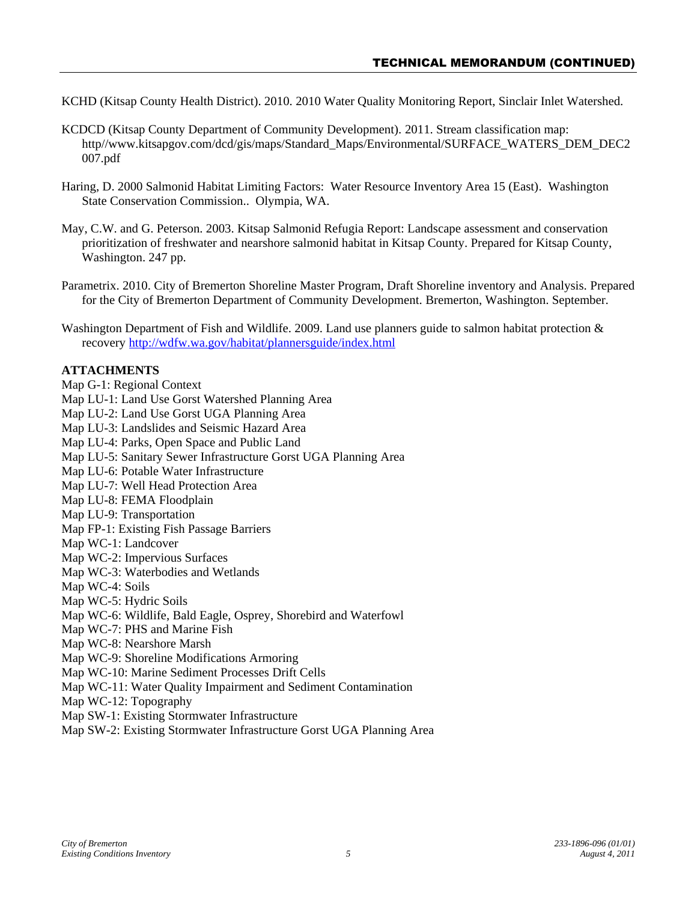KCHD (Kitsap County Health District). 2010. 2010 Water Quality Monitoring Report, Sinclair Inlet Watershed.

KCDCD (Kitsap County Department of Community Development). 2011. Stream classification map: http//www.kitsapgov.com/dcd/gis/maps/Standard_Maps/Environmental/SURFACE_WATERS_DEM_DEC2007.pdf

Haring, D. 2000 Salmonid Habitat Limiting Factors: Water Resource Inventory Area 15 (East). Washington State Conservation Commission.. Olympia, WA.

May, C.W. and G. Peterson. 2003. Kitsap Salmonid Refugia Report: Landscape assessment and conservation prioritization of freshwater and nearshore salmonid habitat in Kitsap County. Prepared for Kitsap County, Washington. 247 pp.

Parametrix. 2010. City of Bremerton Shoreline Master Program, Draft Shoreline inventory and Analysis. Prepared for the City of Bremerton Department of Community Development. Bremerton, Washington. September.

Washington Department of Fish and Wildlife. 2009. Land use planners guide to salmon habitat protection & recovery http://wdfw.wa.gov/habitat/plannersguide/index.html

**ATTACHMENTS**

Map G-1: Regional Context
Map LU-1: Land Use Gorst Watershed Planning Area
Map LU-2: Land Use Gorst UGA Planning Area
Map LU-3: Landslides and Seismic Hazard Area
Map LU-4: Parks, Open Space and Public Land
Map LU-5: Sanitary Sewer Infrastructure Gorst UGA Planning Area
Map LU-6: Potable Water Infrastructure
Map LU-7: Well Head Protection Area
Map LU-8: FEMA Floodplain
Map LU-9: Transportation
Map FP-1: Existing Fish Passage Barriers
Map WC-1: Landcover
Map WC-2: Impervious Surfaces
Map WC-3: Waterbodies and Wetlands
Map WC-4: Soils
Map WC-5: Hydric Soils
Map WC-6: Wildlife, Bald Eagle, Osprey, Shorebird and Waterfowl
Map WC-7: PHS and Marine Fish
Map WC-8: Nearshore Marsh
Map WC-9: Shoreline Modifications Armoring
Map WC-10: Marine Sediment Processes Drift Cells
Map WC-11: Water Quality Impairment and Sediment Contamination
Map WC-12: Topography
Map SW-1: Existing Stormwater Infrastructure
Map SW-2: Existing Stormwater Infrastructure Gorst UGA Planning Area